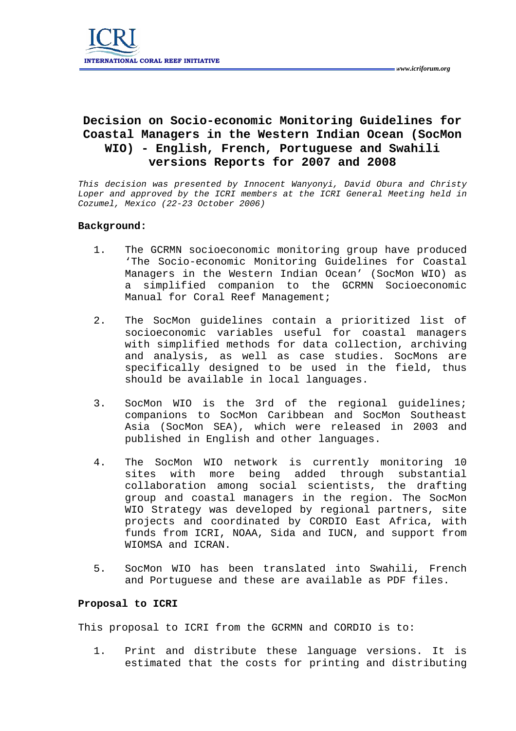# Decision on Socio-economic Monitoring Guidelines for Coastal Managers in the Western Indian Ocean (SocMon WIO) - English, French, Portuguese and Swahili versions Reports for 2007 and 2008

*This decision was presented by Innocent Wanyonyi, David Obura and Christy Loper and approved by the ICRI members at the ICRI General Meeting held in Cozumel, Mexico (22-23 October 2006)*

**Background:**

1. The GCRMN socioeconomic monitoring group have produced 'The Socio-economic Monitoring Guidelines for Coastal Managers in the Western Indian Ocean' (SocMon WIO) as a simplified companion to the GCRMN Socioeconomic Manual for Coral Reef Management;

2. The SocMon guidelines contain a prioritized list of socioeconomic variables useful for coastal managers with simplified methods for data collection, archiving and analysis, as well as case studies. SocMons are specifically designed to be used in the field, thus should be available in local languages.

3. SocMon WIO is the 3rd of the regional guidelines; companions to SocMon Caribbean and SocMon Southeast Asia (SocMon SEA), which were released in 2003 and published in English and other languages.

4. The SocMon WIO network is currently monitoring 10 sites with more being added through substantial collaboration among social scientists, the drafting group and coastal managers in the region. The SocMon WIO Strategy was developed by regional partners, site projects and coordinated by CORDIO East Africa, with funds from ICRI, NOAA, Sida and IUCN, and support from WIOMSA and ICRAN.

5. SocMon WIO has been translated into Swahili, French and Portuguese and these are available as PDF files.

**Proposal to ICRI**

This proposal to ICRI from the GCRMN and CORDIO is to:

1. Print and distribute these language versions. It is estimated that the costs for printing and distributing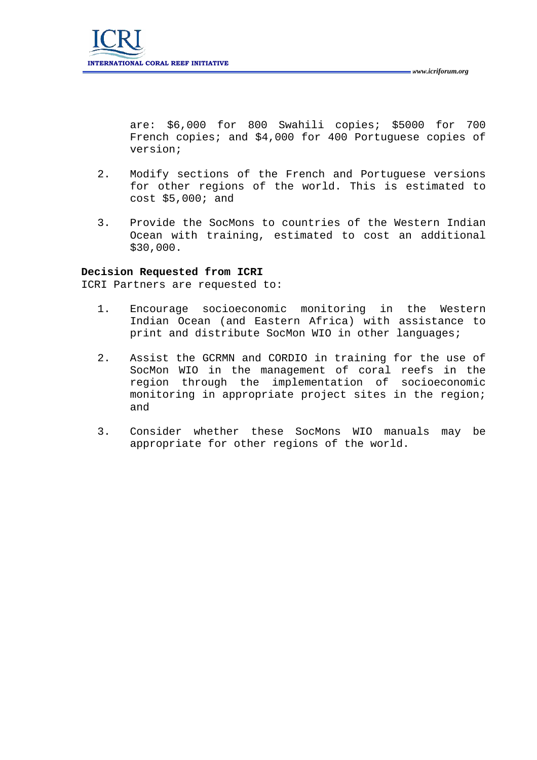are: $6,000 for 800 Swahili copies; $5000 for 700 French copies; and $4,000 for 400 Portuguese copies of version;

2. Modify sections of the French and Portuguese versions for other regions of the world. This is estimated to cost $5,000; and

3. Provide the SocMons to countries of the Western Indian Ocean with training, estimated to cost an additional $30,000.

**Decision Requested from ICRI**

ICRI Partners are requested to:

1. Encourage socioeconomic monitoring in the Western Indian Ocean (and Eastern Africa) with assistance to print and distribute SocMon WIO in other languages;

2. Assist the GCRMN and CORDIO in training for the use of SocMon WIO in the management of coral reefs in the region through the implementation of socioeconomic monitoring in appropriate project sites in the region; and

3. Consider whether these SocMons WIO manuals may be appropriate for other regions of the world.